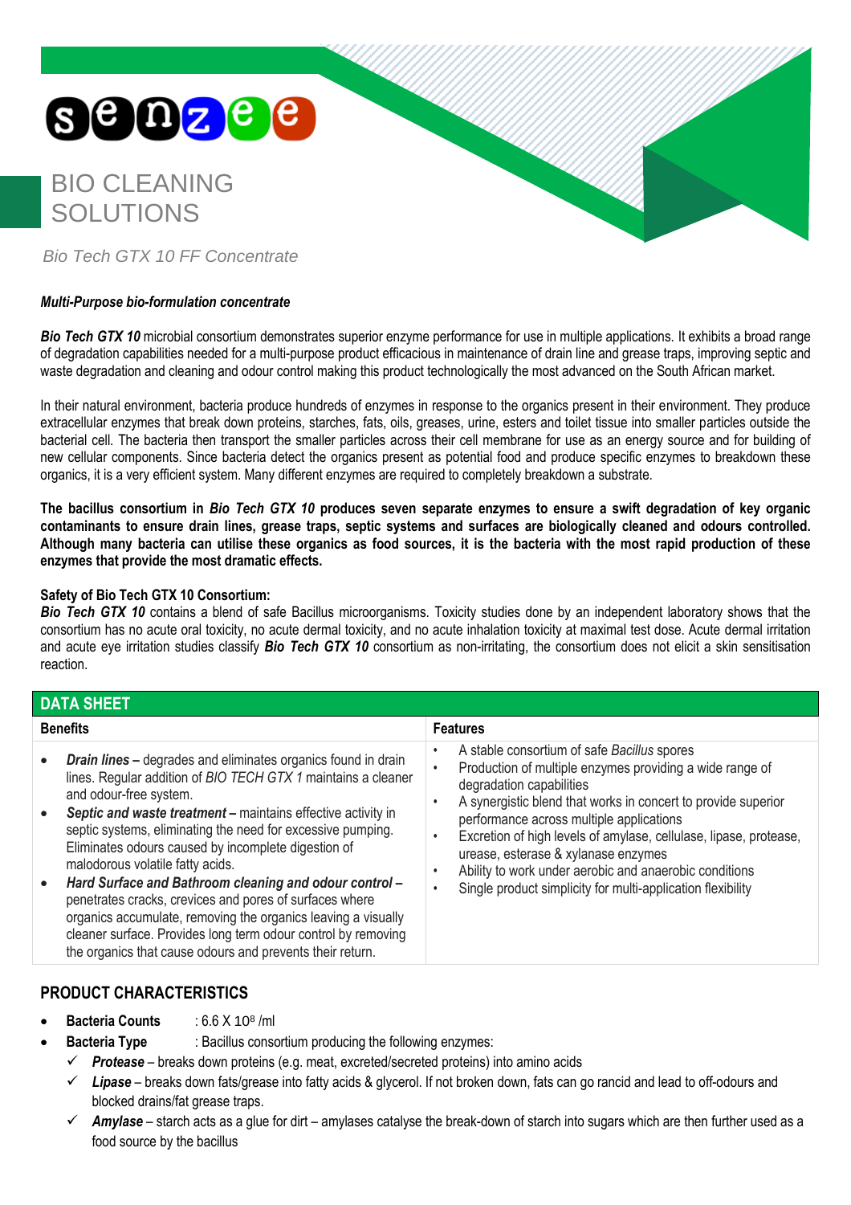senzee

# BIO CLEANING SOLUTIONS

*Bio Tech GTX 10 FF Concentrate*

***Multi-Purpose bio-formulation concentrate***

***Bio Tech GTX 10*** microbial consortium demonstrates superior enzyme performance for use in multiple applications. It exhibits a broad range of degradation capabilities needed for a multi-purpose product efficacious in maintenance of drain line and grease traps, improving septic and waste degradation and cleaning and odour control making this product technologically the most advanced on the South African market.

In their natural environment, bacteria produce hundreds of enzymes in response to the organics present in their environment. They produce extracellular enzymes that break down proteins, starches, fats, oils, greases, urine, esters and toilet tissue into smaller particles outside the bacterial cell. The bacteria then transport the smaller particles across their cell membrane for use as an energy source and for building of new cellular components. Since bacteria detect the organics present as potential food and produce specific enzymes to breakdown these organics, it is a very efficient system. Many different enzymes are required to completely breakdown a substrate.

**The bacillus consortium in *Bio Tech GTX 10* produces seven separate enzymes to ensure a swift degradation of key organic contaminants to ensure drain lines, grease traps, septic systems and surfaces are biologically cleaned and odours controlled. Although many bacteria can utilise these organics as food sources, it is the bacteria with the most rapid production of these enzymes that provide the most dramatic effects.**

**Safety of Bio Tech GTX 10 Consortium:**
***Bio Tech GTX 10*** contains a blend of safe Bacillus microorganisms. Toxicity studies done by an independent laboratory shows that the consortium has no acute oral toxicity, no acute dermal toxicity, and no acute inhalation toxicity at maximal test dose. Acute dermal irritation and acute eye irritation studies classify ***Bio Tech GTX 10*** consortium as non-irritating, the consortium does not elicit a skin sensitisation reaction.

## DATA SHEET

| Benefits | Features |
|---|---|
| • ***Drain lines –*** degrades and eliminates organics found in drain lines. Regular addition of *BIO TECH GTX 1* maintains a cleaner and odour-free system.<br>• ***Septic and waste treatment –*** maintains effective activity in septic systems, eliminating the need for excessive pumping. Eliminates odours caused by incomplete digestion of malodorous volatile fatty acids.<br>• ***Hard Surface and Bathroom cleaning and odour control –*** penetrates cracks, crevices and pores of surfaces where organics accumulate, removing the organics leaving a visually cleaner surface. Provides long term odour control by removing the organics that cause odours and prevents their return. | • A stable consortium of safe *Bacillus* spores<br>• Production of multiple enzymes providing a wide range of degradation capabilities<br>• A synergistic blend that works in concert to provide superior performance across multiple applications<br>• Excretion of high levels of amylase, cellulase, lipase, protease, urease, esterase & xylanase enzymes<br>• Ability to work under aerobic and anaerobic conditions<br>• Single product simplicity for multi-application flexibility |

## PRODUCT CHARACTERISTICS

- **Bacteria Counts** : 6.6 X $10^8$ /ml
- **Bacteria Type** : Bacillus consortium producing the following enzymes:
  - ✓ ***Protease*** – breaks down proteins (e.g. meat, excreted/secreted proteins) into amino acids
  - ✓ ***Lipase*** – breaks down fats/grease into fatty acids & glycerol. If not broken down, fats can go rancid and lead to off-odours and blocked drains/fat grease traps.
  - ✓ ***Amylase*** – starch acts as a glue for dirt – amylases catalyse the break-down of starch into sugars which are then further used as a food source by the bacillus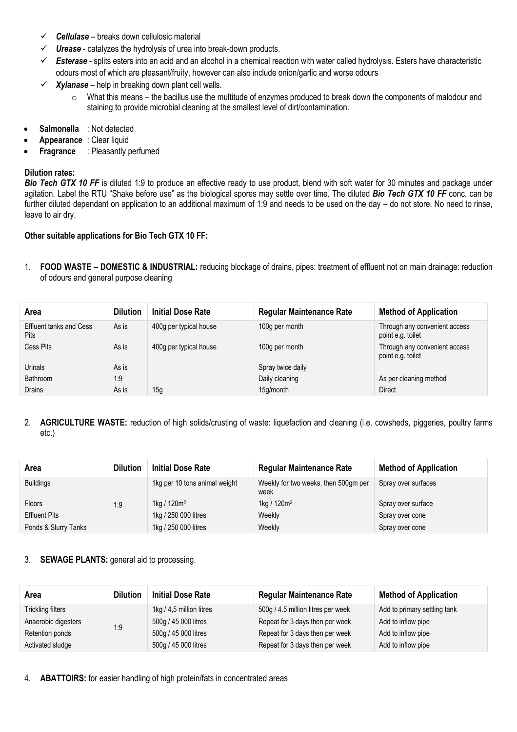- ✓ ***Cellulase*** – breaks down cellulosic material
- ✓ ***Urease*** - catalyzes the hydrolysis of urea into break-down products.
- ✓ ***Esterase*** - splits esters into an acid and an alcohol in a chemical reaction with water called hydrolysis. Esters have characteristic odours most of which are pleasant/fruity, however can also include onion/garlic and worse odours
- ✓ ***Xylanase*** – help in breaking down plant cell walls.
  - What this means – the bacillus use the multitude of enzymes produced to break down the components of malodour and staining to provide microbial cleaning at the smallest level of dirt/contamination.

- **Salmonella** : Not detected
- **Appearance** : Clear liquid
- **Fragrance** : Pleasantly perfumed

**Dilution rates:**

***Bio Tech GTX 10 FF*** is diluted 1:9 to produce an effective ready to use product, blend with soft water for 30 minutes and package under agitation. Label the RTU "Shake before use" as the biological spores may settle over time. The diluted ***Bio Tech GTX 10 FF*** conc. can be further diluted dependant on application to an additional maximum of 1:9 and needs to be used on the day – do not store. No need to rinse, leave to air dry.

**Other suitable applications for Bio Tech GTX 10 FF:**

1. **FOOD WASTE – DOMESTIC & INDUSTRIAL:** reducing blockage of drains, pipes: treatment of effluent not on main drainage: reduction of odours and general purpose cleaning

| Area | Dilution | Initial Dose Rate | Regular Maintenance Rate | Method of Application |
|---|---|---|---|---|
| Effluent tanks and Cess Pits | As is | 400g per typical house | 100g per month | Through any convenient access point e.g. toilet |
| Cess Pits | As is | 400g per typical house | 100g per month | Through any convenient access point e.g. toilet |
| Urinals | As is | | Spray twice daily | |
| Bathroom | 1:9 | | Daily cleaning | As per cleaning method |
| Drains | As is | 15g | 15g/month | Direct |

2. **AGRICULTURE WASTE:** reduction of high solids/crusting of waste: liquefaction and cleaning (i.e. cowsheds, piggeries, poultry farms etc.)

| Area | Dilution | Initial Dose Rate | Regular Maintenance Rate | Method of Application |
|---|---|---|---|---|
| Buildings | 1:9 | 1kg per 10 tons animal weight | Weekly for two weeks, then 500gm per week | Spray over surfaces |
| Floors | | 1kg / 120m$^2$ | 1kg / 120m$^2$ | Spray over surface |
| Effluent Pits | | 1kg / 250 000 litres | Weekly | Spray over cone |
| Ponds & Slurry Tanks | | 1kg / 250 000 litres | Weekly | Spray over cone |

3. **SEWAGE PLANTS:** general aid to processing.

| Area | Dilution | Initial Dose Rate | Regular Maintenance Rate | Method of Application |
|---|---|---|---|---|
| Trickling filters | 1:9 | 1kg / 4,5 million litres | 500g / 4.5 million litres per week | Add to primary settling tank |
| Anaerobic digesters | | 500g / 45 000 litres | Repeat for 3 days then per week | Add to inflow pipe |
| Retention ponds | | 500g / 45 000 litres | Repeat for 3 days then per week | Add to inflow pipe |
| Activated sludge | | 500g / 45 000 litres | Repeat for 3 days then per week | Add to inflow pipe |

4. **ABATTOIRS:** for easier handling of high protein/fats in concentrated areas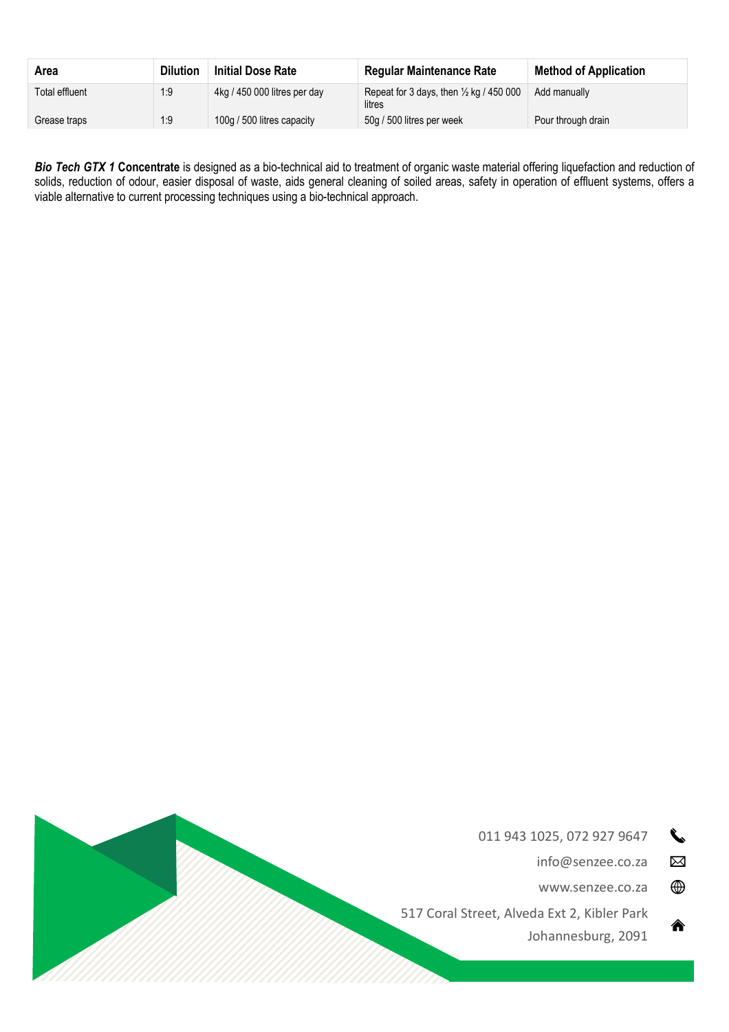| Area | Dilution | Initial Dose Rate | Regular Maintenance Rate | Method of Application |
|---|---|---|---|---|
| Total effluent | 1:9 | 4kg / 450 000 litres per day | Repeat for 3 days, then ½ kg / 450 000 litres | Add manually |
| Grease traps | 1:9 | 100g / 500 litres capacity | 50g / 500 litres per week | Pour through drain |

***Bio Tech GTX 1* Concentrate** is designed as a bio-technical aid to treatment of organic waste material offering liquefaction and reduction of solids, reduction of odour, easier disposal of waste, aids general cleaning of soiled areas, safety in operation of effluent systems, offers a viable alternative to current processing techniques using a bio-technical approach.

011 943 1025, 072 927 9647

info@senzee.co.za

www.senzee.co.za

517 Coral Street, Alveda Ext 2, Kibler Park

Johannesburg, 2091